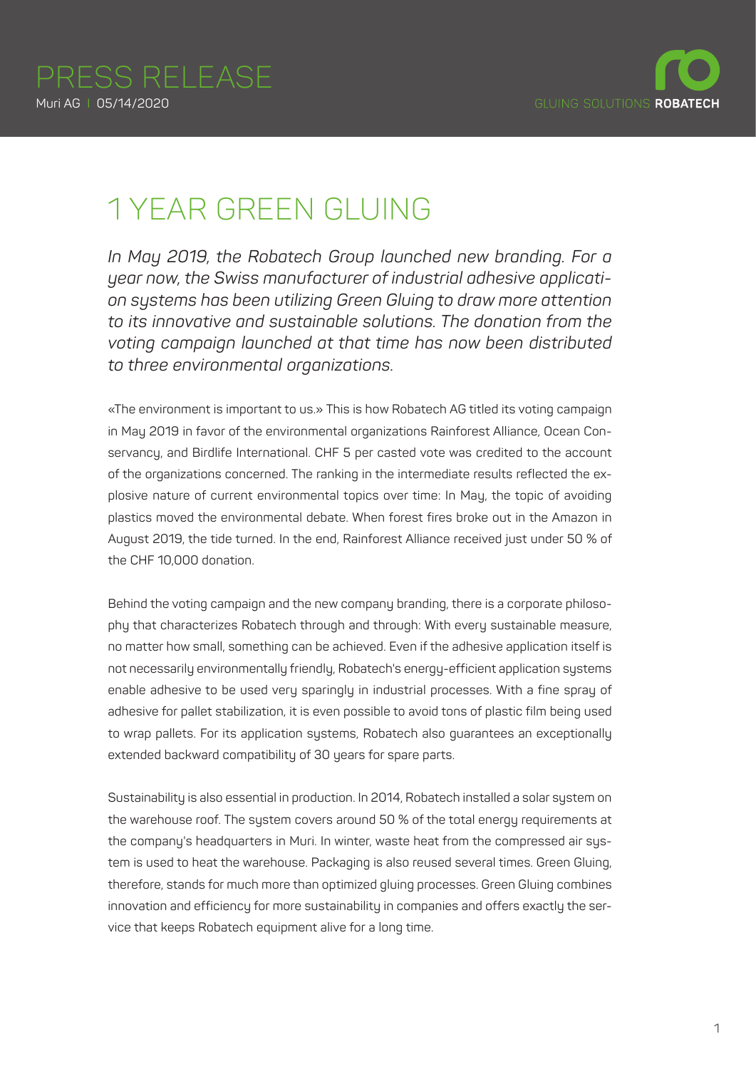PRESS RELEASE

Muri AG | 05/14/2020

# 1 YEAR GREEN GLUING

*In May 2019, the Robatech Group launched new branding. For a year now, the Swiss manufacturer of industrial adhesive application systems has been utilizing Green Gluing to draw more attention to its innovative and sustainable solutions. The donation from the voting campaign launched at that time has now been distributed to three environmental organizations.*

«The environment is important to us.» This is how Robatech AG titled its voting campaign in May 2019 in favor of the environmental organizations Rainforest Alliance, Ocean Conservancy, and Birdlife International. CHF 5 per casted vote was credited to the account of the organizations concerned. The ranking in the intermediate results reflected the explosive nature of current environmental topics over time: In May, the topic of avoiding plastics moved the environmental debate. When forest fires broke out in the Amazon in August 2019, the tide turned. In the end, Rainforest Alliance received just under 50 % of the CHF 10,000 donation.

Behind the voting campaign and the new company branding, there is a corporate philosophy that characterizes Robatech through and through: With every sustainable measure, no matter how small, something can be achieved. Even if the adhesive application itself is not necessarily environmentally friendly, Robatech's energy-efficient application systems enable adhesive to be used very sparingly in industrial processes. With a fine spray of adhesive for pallet stabilization, it is even possible to avoid tons of plastic film being used to wrap pallets. For its application systems, Robatech also guarantees an exceptionally extended backward compatibility of 30 years for spare parts.

Sustainability is also essential in production. In 2014, Robatech installed a solar system on the warehouse roof. The system covers around 50 % of the total energy requirements at the company's headquarters in Muri. In winter, waste heat from the compressed air system is used to heat the warehouse. Packaging is also reused several times. Green Gluing, therefore, stands for much more than optimized gluing processes. Green Gluing combines innovation and efficiency for more sustainability in companies and offers exactly the service that keeps Robatech equipment alive for a long time.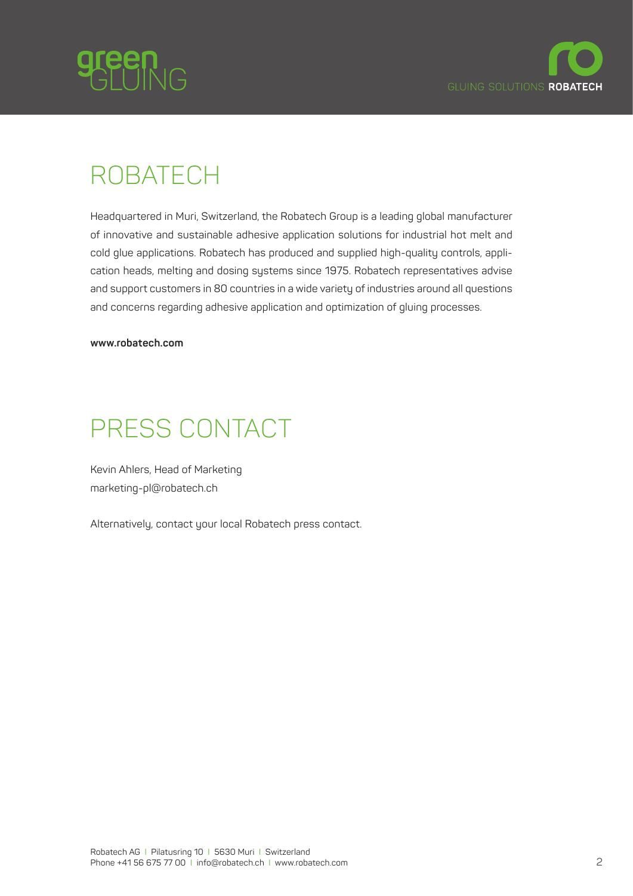# ROBATECH

Headquartered in Muri, Switzerland, the Robatech Group is a leading global manufacturer of innovative and sustainable adhesive application solutions for industrial hot melt and cold glue applications. Robatech has produced and supplied high-quality controls, application heads, melting and dosing systems since 1975. Robatech representatives advise and support customers in 80 countries in a wide variety of industries around all questions and concerns regarding adhesive application and optimization of gluing processes.

**www.robatech.com**

# PRESS CONTACT

Kevin Ahlers, Head of Marketing
marketing-pl@robatech.ch

Alternatively, contact your local Robatech press contact.

Robatech AG | Pilatusring 10 | 5630 Muri | Switzerland
Phone +41 56 675 77 00 | info@robatech.ch | www.robatech.com